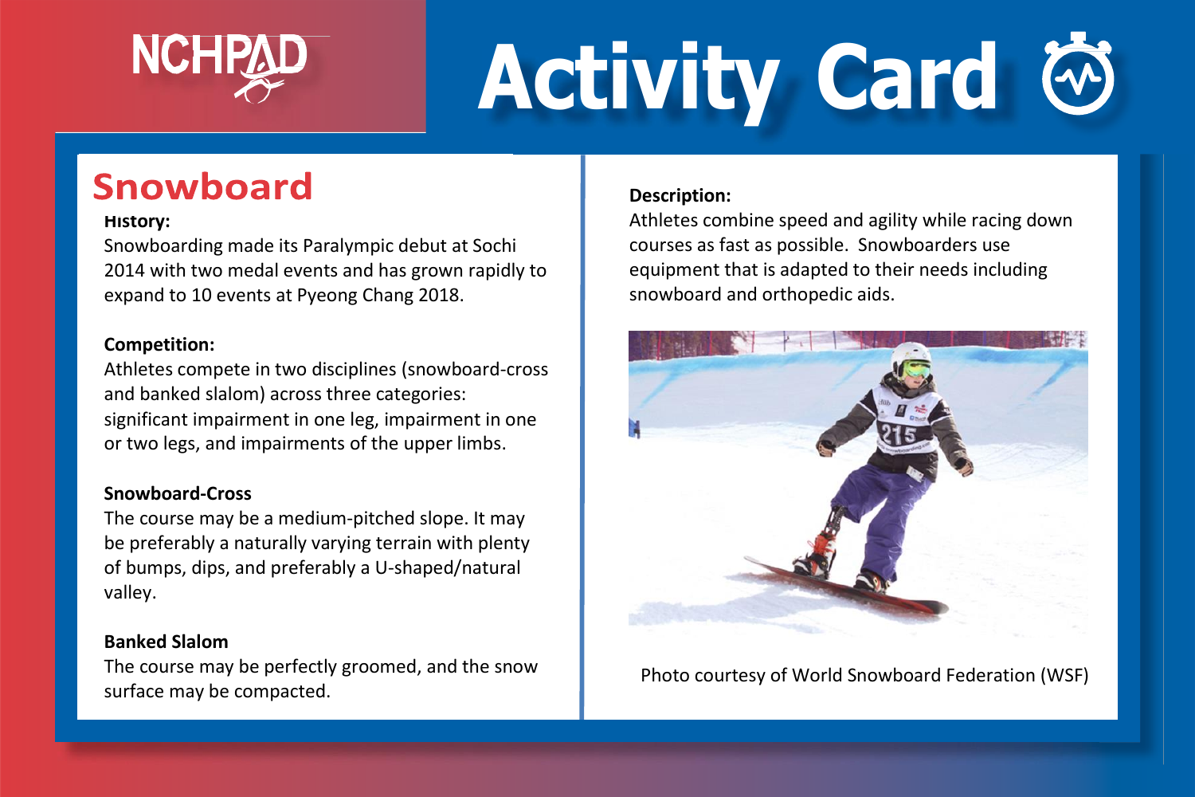# NCHPAD Activity Card

## Snowboard

**History:**

Snowboarding made its Paralympic debut at Sochi 2014 with two medal events and has grown rapidly to expand to 10 events at Pyeong Chang 2018.

**Competition:**

Athletes compete in two disciplines (snowboard-cross and banked slalom) across three categories: significant impairment in one leg, impairment in one or two legs, and impairments of the upper limbs.

**Snowboard-Cross**

The course may be a medium-pitched slope. It may be preferably a naturally varying terrain with plenty of bumps, dips, and preferably a U-shaped/natural valley.

**Banked Slalom**

The course may be perfectly groomed, and the snow surface may be compacted.

**Description:**

Athletes combine speed and agility while racing down courses as fast as possible. Snowboarders use equipment that is adapted to their needs including snowboard and orthopedic aids.

Photo courtesy of World Snowboard Federation (WSF)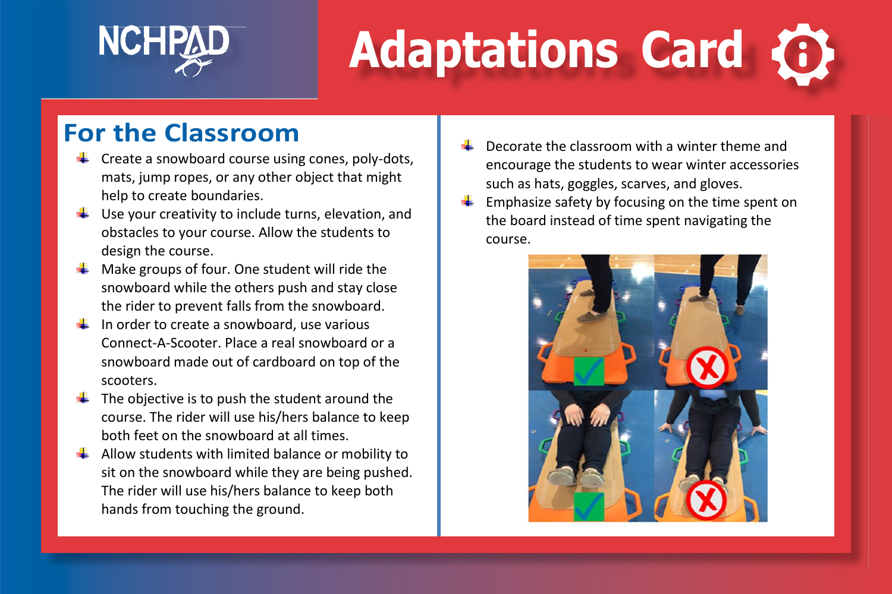# Adaptations Card

## For the Classroom

- Create a snowboard course using cones, poly-dots, mats, jump ropes, or any other object that might help to create boundaries.
- Use your creativity to include turns, elevation, and obstacles to your course. Allow the students to design the course.
- Make groups of four. One student will ride the snowboard while the others push and stay close the rider to prevent falls from the snowboard.
- In order to create a snowboard, use various Connect-A-Scooter. Place a real snowboard or a snowboard made out of cardboard on top of the scooters.
- The objective is to push the student around the course. The rider will use his/hers balance to keep both feet on the snowboard at all times.
- Allow students with limited balance or mobility to sit on the snowboard while they are being pushed. The rider will use his/hers balance to keep both hands from touching the ground.
- Decorate the classroom with a winter theme and encourage the students to wear winter accessories such as hats, goggles, scarves, and gloves.
- Emphasize safety by focusing on the time spent on the board instead of time spent navigating the course.